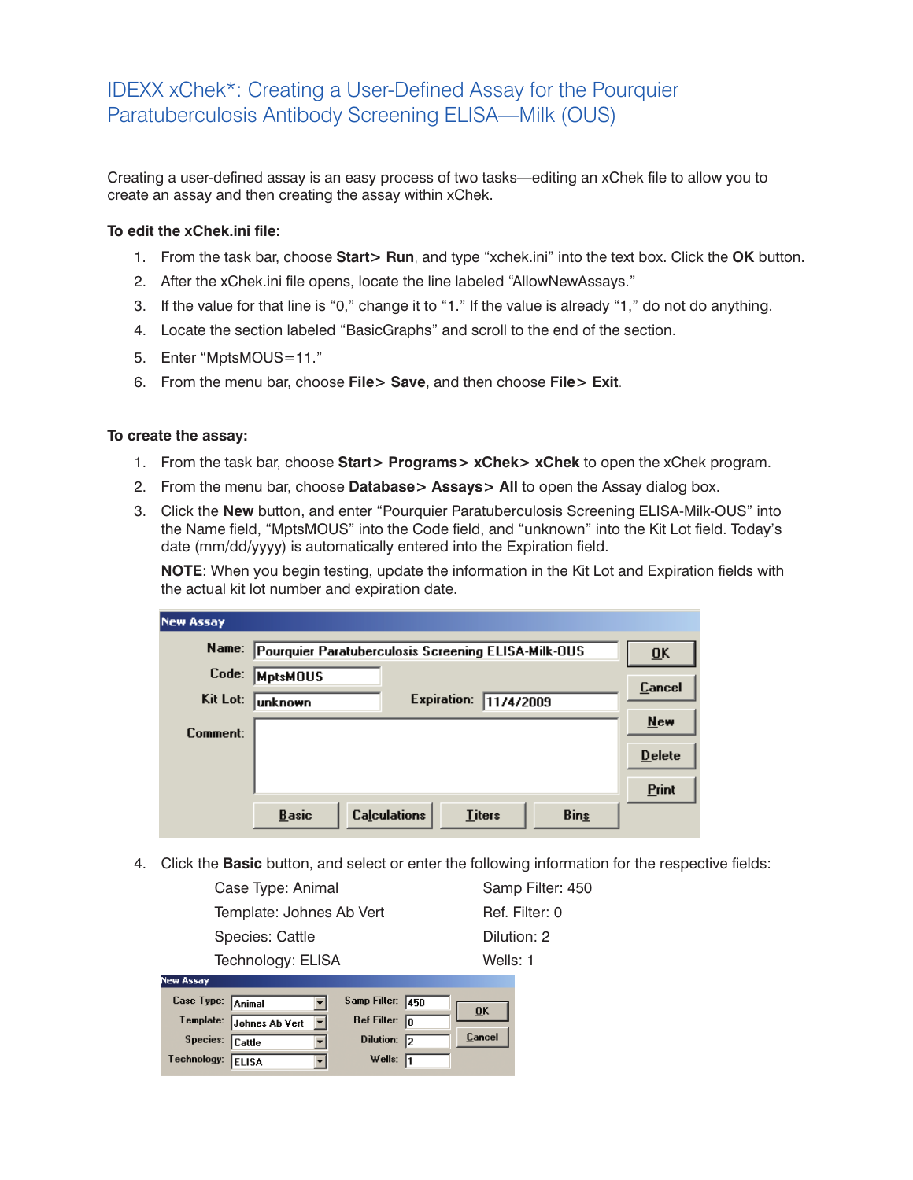# IDEXX xChek*: Creating a User-Defined Assay for the Pourquier Paratuberculosis Antibody Screening ELISA—Milk (OUS)

Creating a user-defined assay is an easy process of two tasks—editing an xChek file to allow you to create an assay and then creating the assay within xChek.

**To edit the xChek.ini file:**

1. From the task bar, choose **Start> Run**, and type "xchek.ini" into the text box. Click the **OK** button.
2. After the xChek.ini file opens, locate the line labeled "AllowNewAssays."
3. If the value for that line is "0," change it to "1." If the value is already "1," do not do anything.
4. Locate the section labeled "BasicGraphs" and scroll to the end of the section.
5. Enter "MptsMOUS=11."
6. From the menu bar, choose **File> Save**, and then choose **File> Exit**.

**To create the assay:**

1. From the task bar, choose **Start> Programs> xChek> xChek** to open the xChek program.
2. From the menu bar, choose **Database> Assays> All** to open the Assay dialog box.
3. Click the **New** button, and enter "Pourquier Paratuberculosis Screening ELISA-Milk-OUS" into the Name field, "MptsMOUS" into the Code field, and "unknown" into the Kit Lot field. Today's date (mm/dd/yyyy) is automatically entered into the Expiration field.

   **NOTE**: When you begin testing, update the information in the Kit Lot and Expiration fields with the actual kit lot number and expiration date.

4. Click the **Basic** button, and select or enter the following information for the respective fields:

   | | |
   |---|---|
   | Case Type: Animal | Samp Filter: 450 |
   | Template: Johnes Ab Vert | Ref. Filter: 0 |
   | Species: Cattle | Dilution: 2 |
   | Technology: ELISA | Wells: 1 |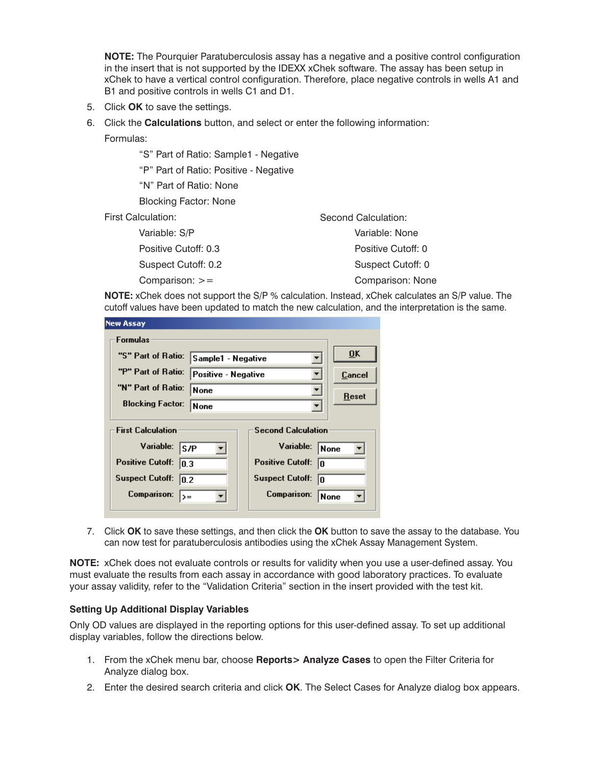**NOTE:** The Pourquier Paratuberculosis assay has a negative and a positive control configuration in the insert that is not supported by the IDEXX xChek software. The assay has been setup in xChek to have a vertical control configuration. Therefore, place negative controls in wells A1 and B1 and positive controls in wells C1 and D1.

5. Click **OK** to save the settings.
6. Click the **Calculations** button, and select or enter the following information:

   Formulas:

   "S" Part of Ratio: Sample1 - Negative

   "P" Part of Ratio: Positive - Negative

   "N" Part of Ratio: None

   Blocking Factor: None

   First Calculation:

   Variable: S/P

   Positive Cutoff: 0.3

   Suspect Cutoff: 0.2

   Comparison: >=

   Second Calculation:

   Variable: None

   Positive Cutoff: 0

   Suspect Cutoff: 0

   Comparison: None

   **NOTE:** xChek does not support the S/P % calculation. Instead, xChek calculates an S/P value. The cutoff values have been updated to match the new calculation, and the interpretation is the same.

7. Click **OK** to save these settings, and then click the **OK** button to save the assay to the database. You can now test for paratuberculosis antibodies using the xChek Assay Management System.

**NOTE:** xChek does not evaluate controls or results for validity when you use a user-defined assay. You must evaluate the results from each assay in accordance with good laboratory practices. To evaluate your assay validity, refer to the "Validation Criteria" section in the insert provided with the test kit.

### Setting Up Additional Display Variables

Only OD values are displayed in the reporting options for this user-defined assay. To set up additional display variables, follow the directions below.

1. From the xChek menu bar, choose **Reports> Analyze Cases** to open the Filter Criteria for Analyze dialog box.
2. Enter the desired search criteria and click **OK**. The Select Cases for Analyze dialog box appears.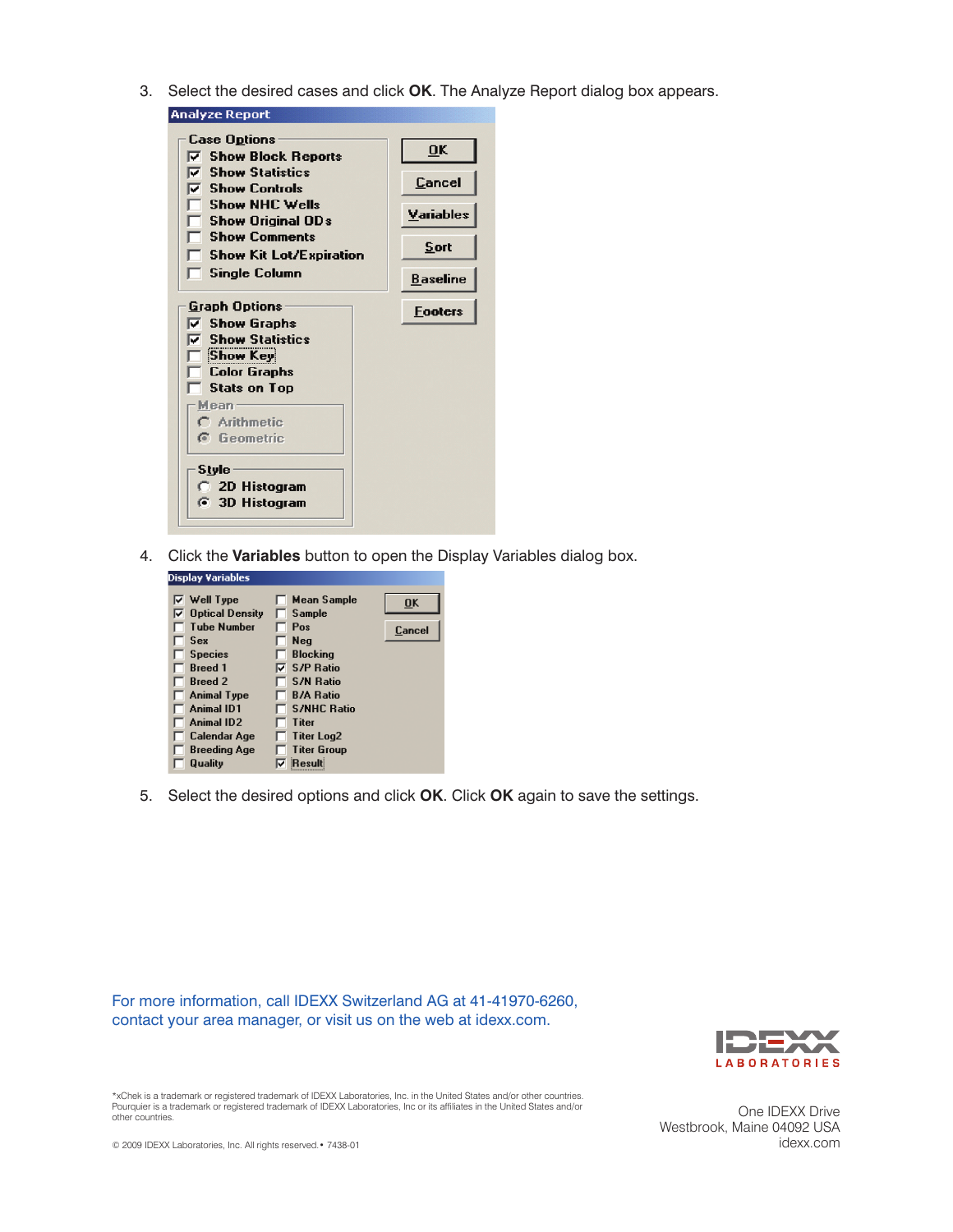3. Select the desired cases and click **OK**. The Analyze Report dialog box appears.

Analyze Report

Case Options
- [x] Show Block Reports
- [x] Show Statistics
- [x] Show Controls
- [ ] Show NHC Wells
- [ ] Show Original ODs
- [ ] Show Comments
- [ ] Show Kit Lot/Expiration
- [ ] Single Column

Graph Options
- [x] Show Graphs
- [x] Show Statistics
- [ ] Show Key
- [ ] Color Graphs
- [ ] Stats on Top

Mean
- ( ) Arithmetic
- (•) Geometric

Style
- ( ) 2D Histogram
- (•) 3D Histogram

OK | Cancel | Variables | Sort | Baseline | Footers

4. Click the **Variables** button to open the Display Variables dialog box.

Display Variables

- [x] Well Type
- [x] Optical Density
- [ ] Tube Number
- [ ] Sex
- [ ] Species
- [ ] Breed 1
- [ ] Breed 2
- [ ] Animal Type
- [ ] Animal ID1
- [ ] Animal ID2
- [ ] Calendar Age
- [ ] Breeding Age
- [ ] Quality
- [ ] Mean Sample
- [ ] Sample
- [ ] Pos
- [ ] Neg
- [ ] Blocking
- [x] S/P Ratio
- [ ] S/N Ratio
- [ ] B/A Ratio
- [ ] S/NHC Ratio
- [ ] Titer
- [ ] Titer Log2
- [ ] Titer Group
- [x] Result

OK | Cancel

5. Select the desired options and click **OK**. Click **OK** again to save the settings.

For more information, call IDEXX Switzerland AG at 41-41970-6260, contact your area manager, or visit us on the web at idexx.com.

IDEXX LABORATORIES

*xChek is a trademark or registered trademark of IDEXX Laboratories, Inc. in the United States and/or other countries. Pourquier is a trademark or registered trademark of IDEXX Laboratories, Inc or its affiliates in the United States and/or other countries.

© 2009 IDEXX Laboratories, Inc. All rights reserved. • 7438-01

One IDEXX Drive
Westbrook, Maine 04092 USA
idexx.com